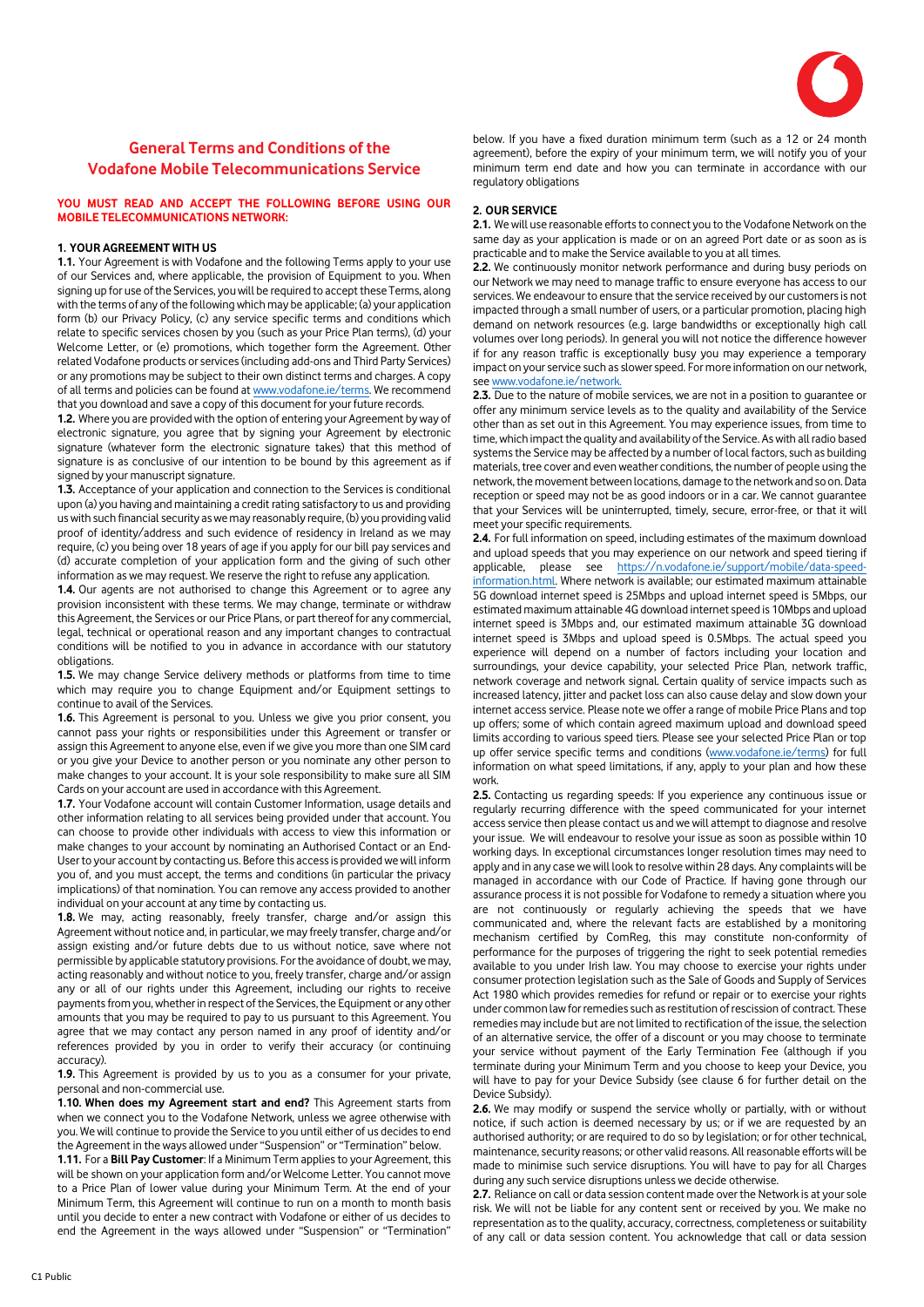# General Terms and Conditions of the Vodafone Mobile Telecommunications Service

**YOU MUST READ AND ACCEPT THE FOLLOWING BEFORE USING OUR MOBILE TELECOMMUNICATIONS NETWORK:**

## 1. YOUR AGREEMENT WITH US

**1.1.** Your Agreement is with Vodafone and the following Terms apply to your use of our Services and, where applicable, the provision of Equipment to you. When signing up for use of the Services, you will be required to accept these Terms, along with the terms of any of the following which may be applicable; (a) your application form (b) our Privacy Policy, (c) any service specific terms and conditions which relate to specific services chosen by you (such as your Price Plan terms), (d) your Welcome Letter, or (e) promotions, which together form the Agreement. Other related Vodafone products or services (including add-ons and Third Party Services) or any promotions may be subject to their own distinct terms and charges. A copy of all terms and policies can be found at www.vodafone.ie/terms. We recommend that you download and save a copy of this document for your future records.

**1.2.** Where you are provided with the option of entering your Agreement by way of electronic signature, you agree that by signing your Agreement by electronic signature (whatever form the electronic signature takes) that this method of signature is as conclusive of our intention to be bound by this agreement as if signed by your manuscript signature.

**1.3.** Acceptance of your application and connection to the Services is conditional upon (a) you having and maintaining a credit rating satisfactory to us and providing us with such financial security as we may reasonably require, (b) you providing valid proof of identity/address and such evidence of residency in Ireland as we may require, (c) you being over 18 years of age if you apply for our bill pay services and (d) accurate completion of your application form and the giving of such other information as we may request. We reserve the right to refuse any application.

**1.4.** Our agents are not authorised to change this Agreement or to agree any provision inconsistent with these terms. We may change, terminate or withdraw this Agreement, the Services or our Price Plans, or part thereof for any commercial, legal, technical or operational reason and any important changes to contractual conditions will be notified to you in advance in accordance with our statutory obligations.

**1.5.** We may change Service delivery methods or platforms from time to time which may require you to change Equipment and/or Equipment settings to continue to avail of the Services.

**1.6.** This Agreement is personal to you. Unless we give you prior consent, you cannot pass your rights or responsibilities under this Agreement or transfer or assign this Agreement to anyone else, even if we give you more than one SIM card or you give your Device to another person or you nominate any other person to make changes to your account. It is your sole responsibility to make sure all SIM Cards on your account are used in accordance with this Agreement.

**1.7.** Your Vodafone account will contain Customer Information, usage details and other information relating to all services being provided under that account. You can choose to provide other individuals with access to view this information or make changes to your account by nominating an Authorised Contact or an End-User to your account by contacting us. Before this access is provided we will inform you of, and you must accept, the terms and conditions (in particular the privacy implications) of that nomination. You can remove any access provided to another individual on your account at any time by contacting us.

**1.8.** We may, acting reasonably, freely transfer, charge and/or assign this Agreement without notice and, in particular, we may freely transfer, charge and/or assign existing and/or future debts due to us without notice, save where not permissible by applicable statutory provisions. For the avoidance of doubt, we may, acting reasonably and without notice to you, freely transfer, charge and/or assign any or all of our rights under this Agreement, including our rights to receive payments from you, whether in respect of the Services, the Equipment or any other amounts that you may be required to pay to us pursuant to this Agreement. You agree that we may contact any person named in any proof of identity and/or references provided by you in order to verify their accuracy (or continuing accuracy).

**1.9.** This Agreement is provided by us to you as a consumer for your private, personal and non-commercial use.

**1.10. When does my Agreement start and end?** This Agreement starts from when we connect you to the Vodafone Network, unless we agree otherwise with you. We will continue to provide the Service to you until either of us decides to end the Agreement in the ways allowed under "Suspension" or "Termination" below.

**1.11.** For a **Bill Pay Customer**: If a Minimum Term applies to your Agreement, this will be shown on your application form and/or Welcome Letter. You cannot move to a Price Plan of lower value during your Minimum Term. At the end of your Minimum Term, this Agreement will continue to run on a month to month basis until you decide to enter a new contract with Vodafone or either of us decides to end the Agreement in the ways allowed under "Suspension" or "Termination" below. If you have a fixed duration minimum term (such as a 12 or 24 month agreement), before the expiry of your minimum term, we will notify you of your minimum term end date and how you can terminate in accordance with our regulatory obligations

## 2. OUR SERVICE

**2.1.** We will use reasonable efforts to connect you to the Vodafone Network on the same day as your application is made or on an agreed Port date or as soon as is practicable and to make the Service available to you at all times.

**2.2.** We continuously monitor network performance and during busy periods on our Network we may need to manage traffic to ensure everyone has access to our services. We endeavour to ensure that the service received by our customers is not impacted through a small number of users, or a particular promotion, placing high demand on network resources (e.g. large bandwidths or exceptionally high call volumes over long periods). In general you will not notice the difference however if for any reason traffic is exceptionally busy you may experience a temporary impact on your service such as slower speed. For more information on our network, see www.vodafone.ie/network.

**2.3.** Due to the nature of mobile services, we are not in a position to guarantee or offer any minimum service levels as to the quality and availability of the Service other than as set out in this Agreement. You may experience issues, from time to time, which impact the quality and availability of the Service. As with all radio based systems the Service may be affected by a number of local factors, such as building materials, tree cover and even weather conditions, the number of people using the network, the movement between locations, damage to the network and so on. Data reception or coverage may not be as good indoors or in a car. We cannot guarantee that your Services will be uninterrupted, timely, secure, error-free, or that it will meet your specific requirements.

**2.4.** For full information on speed, including estimates of the maximum download and upload speeds that you may experience on our network and speed tiering if applicable, please see https://n.vodafone.ie/support/mobile/data-speed-information.html. Where network is available; our estimated maximum attainable 5G download internet speed is 25Mbps and upload internet speed is 5Mbps, our estimated maximum attainable 4G download internet speed is 10Mbps and upload internet speed is 3Mbps and, our estimated maximum attainable 3G download internet speed is 3Mbps and upload speed is 0.5Mbps. The actual speed you experience will depend on a number of factors including your location and surroundings, your device capability, your selected Price Plan, network traffic, network coverage and network signal. Certain quality of service impacts such as increased latency, jitter and packet loss can also cause delay and slow down your internet access service. Please note we offer a range of mobile Price Plans and top up offers; some of which contain agreed maximum upload and download speed limits according to various speed tiers. Please see your selected Price Plan or top up offer service specific terms and conditions (www.vodafone.ie/terms) for full information on what speed limitations, if any, apply to your plan and how these work.

**2.5.** Contacting us regarding speeds: If you experience any continuous issue or regularly recurring difference with the speed communicated for your internet access service then please contact us and we will attempt to diagnose and resolve your issue. We will endeavour to resolve your issue as soon as possible within 10 working days. In exceptional circumstances longer resolution times may need to apply and in any case we will look to resolve within 28 days. Any complaints will be managed in accordance with our Code of Practice. If having gone through our assurance process it is not possible for Vodafone to remedy a situation where you are not continuously or regularly achieving the speeds that we have communicated and, where the relevant facts are established by a monitoring mechanism certified by ComReg, this may constitute non-conformity of performance for the purposes of triggering the right to seek potential remedies available to you under Irish law. You may choose to exercise your rights under consumer protection legislation such as the Sale of Goods and Supply of Services Act 1980 which provides remedies for refund or repair or to exercise your rights under common law for remedies such as restitution of rescission of contract. These remedies may include but are not limited to rectification of the issue, the selection of an alternative service, the offer of a discount or you may choose to terminate your service without payment of the Early Termination Fee (although if you terminate during your Minimum Term and you choose to keep your Device, you will have to pay for your Device Subsidy (see clause 6 for further detail on the Device Subsidy).

**2.6.** We may modify or suspend the service wholly or partially, with or without notice, if such action is deemed necessary by us; or if we are requested by an authorised authority; or are required to do so by legislation; or for other technical, maintenance, security reasons; or other valid reasons. All reasonable efforts will be made to minimise such service disruptions. You will have to pay for all Charges during any such service disruptions unless we decide otherwise.

**2.7.** Reliance on call or data session content made over the Network is at your sole risk. We will not be liable for any content sent or received by you. We make no representation as to the quality, accuracy, correctness, completeness or suitability of any call or data session content. You acknowledge that call or data session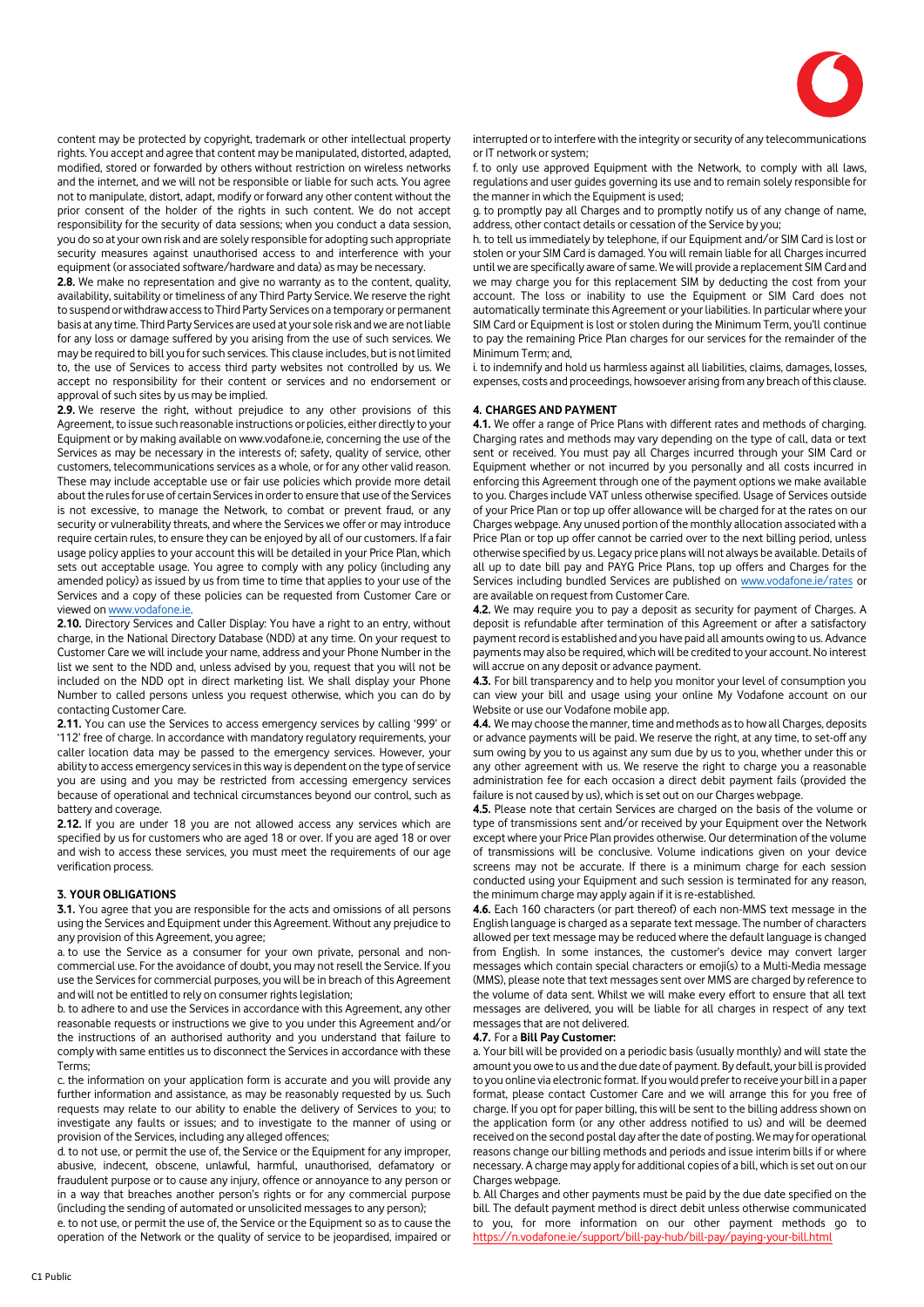content may be protected by copyright, trademark or other intellectual property rights. You accept and agree that content may be manipulated, distorted, adapted, modified, stored or forwarded by others without restriction on wireless networks and the internet, and we will not be responsible or liable for such acts. You agree not to manipulate, distort, adapt, modify or forward any other content without the prior consent of the holder of the rights in such content. We do not accept responsibility for the security of data sessions; when you conduct a data session, you do so at your own risk and are solely responsible for adopting such appropriate security measures against unauthorised access to and interference with your equipment (or associated software/hardware and data) as may be necessary.

**2.8.** We make no representation and give no warranty as to the content, quality, availability, suitability or timeliness of any Third Party Service. We reserve the right to suspend or withdraw access to Third Party Services on a temporary or permanent basis at any time. Third Party Services are used at your sole risk and we are not liable for any loss or damage suffered by you arising from the use of such services. We may be required to bill you for such services. This clause includes, but is not limited to, the use of Services to access third party websites not controlled by us. We accept no responsibility for their content or services and no endorsement or approval of such sites by us may be implied.

**2.9.** We reserve the right, without prejudice to any other provisions of this Agreement, to issue such reasonable instructions or policies, either directly to your Equipment or by making available on www.vodafone.ie, concerning the use of the Services as may be necessary in the interests of; safety, quality of service, other customers, telecommunications services as a whole, or for any other valid reason. These may include acceptable use or fair use policies which provide more detail about the rules for use of certain Services in order to ensure that use of the Services is not excessive, to manage the Network, to combat or prevent fraud, or any security or vulnerability threats, and where the Services we offer or may introduce require certain rules, to ensure they can be enjoyed by all of our customers. If a fair usage policy applies to your account this will be detailed in your Price Plan, which sets out acceptable usage. You agree to comply with any policy (including any amended policy) as issued by us from time to time that applies to your use of the Services and a copy of these policies can be requested from Customer Care or viewed on www.vodafone.ie.

**2.10.** Directory Services and Caller Display: You have a right to an entry, without charge, in the National Directory Database (NDD) at any time. On your request to Customer Care we will include your name, address and your Phone Number in the list we sent to the NDD and, unless advised by you, request that you will not be included on the NDD opt in direct marketing list. We shall display your Phone Number to called persons unless you request otherwise, which you can do by contacting Customer Care.

**2.11.** You can use the Services to access emergency services by calling '999' or '112' free of charge. In accordance with mandatory regulatory requirements, your caller location data may be passed to the emergency services. However, your ability to access emergency services in this way is dependent on the type of service you are using and you may be restricted from accessing emergency services because of operational and technical circumstances beyond our control, such as battery and coverage.

**2.12.** If you are under 18 you are not allowed access any services which are specified by us for customers who are aged 18 or over. If you are aged 18 or over and wish to access these services, you must meet the requirements of our age verification process.

## 3. YOUR OBLIGATIONS

**3.1.** You agree that you are responsible for the acts and omissions of all persons using the Services and Equipment under this Agreement. Without any prejudice to any provision of this Agreement, you agree;

a. to use the Service as a consumer for your own private, personal and non-commercial use. For the avoidance of doubt, you may not resell the Service. If you use the Services for commercial purposes, you will be in breach of this Agreement and will not be entitled to rely on consumer rights legislation;

b. to adhere to and use the Services in accordance with this Agreement, any other reasonable requests or instructions we give to you under this Agreement and/or the instructions of an authorised authority and you understand that failure to comply with same entitles us to disconnect the Services in accordance with these Terms;

c. the information on your application form is accurate and you will provide any further information and assistance, as may be reasonably requested by us. Such requests may relate to our ability to enable the delivery of Services to you; to investigate any faults or issues; and to investigate to the manner of using or provision of the Services, including any alleged offences;

d. to not use, or permit the use of, the Service or the Equipment for any improper, abusive, indecent, obscene, unlawful, harmful, unauthorised, defamatory or fraudulent purpose or to cause any injury, offence or annoyance to any person or in a way that breaches another person's rights or for any commercial purpose (including the sending of automated or unsolicited messages to any person);

e. to not use, or permit the use of, the Service or the Equipment so as to cause the operation of the Network or the quality of service to be jeopardised, impaired or interrupted or to interfere with the integrity or security of any telecommunications or IT network or system;

f. to only use approved Equipment with the Network, to comply with all laws, regulations and user guides governing its use and to remain solely responsible for the manner in which the Equipment is used;

g. to promptly pay all Charges and to promptly notify us of any change of name, address, other contact details or cessation of the Service by you;

h. to tell us immediately by telephone, if our Equipment and/or SIM Card is lost or stolen or your SIM Card is damaged. You will remain liable for all Charges incurred until we are specifically aware of same. We will provide a replacement SIM Card and we may charge you for this replacement SIM by deducting the cost from your account. The loss or inability to use the Equipment or SIM Card does not automatically terminate this Agreement or your liabilities. In particular where your SIM Card or Equipment is lost or stolen during the Minimum Term, you'll continue to pay the remaining Price Plan charges for our services for the remainder of the Minimum Term; and,

i. to indemnify and hold us harmless against all liabilities, claims, damages, losses, expenses, costs and proceedings, howsoever arising from any breach of this clause.

## 4. CHARGES AND PAYMENT

**4.1.** We offer a range of Price Plans with different rates and methods of charging. Charging rates and methods may vary depending on the type of call, data or text sent or received. You must pay all Charges incurred through your SIM Card or Equipment whether or not incurred by you personally and all costs incurred in enforcing this Agreement through one of the payment options we make available to you. Charges include VAT unless otherwise specified. Usage of Services outside of your Price Plan or top up offer allowance will be charged for at the rates on our Charges webpage. Any unused portion of the monthly allocation associated with a Price Plan or top up offer cannot be carried over to the next billing period, unless otherwise specified by us. Legacy price plans will not always be available. Details of all up to date bill pay and PAYG Price Plans, top up offers and Charges for the Services including bundled Services are published on www.vodafone.ie/rates or are available on request from Customer Care.

**4.2.** We may require you to pay a deposit as security for payment of Charges. A deposit is refundable after termination of this Agreement or after a satisfactory payment record is established and you have paid all amounts owing to us. Advance payments may also be required, which will be credited to your account. No interest will accrue on any deposit or advance payment.

**4.3.** For bill transparency and to help you monitor your level of consumption you can view your bill and usage using your online My Vodafone account on our Website or use our Vodafone mobile app.

**4.4.** We may choose the manner, time and methods as to how all Charges, deposits or advance payments will be paid. We reserve the right, at any time, to set-off any sum owing by you to us against any sum due by us to you, whether under this or any other agreement with us. We reserve the right to charge you a reasonable administration fee for each occasion a direct debit payment fails (provided the failure is not caused by us), which is set out on our Charges webpage.

**4.5.** Please note that certain Services are charged on the basis of the volume or type of transmissions sent and/or received by your Equipment over the Network except where your Price Plan provides otherwise. Our determination of the volume of transmissions will be conclusive. Volume indications given on your device screens may not be accurate. If there is a minimum charge for each session conducted using your Equipment and such session is terminated for any reason, the minimum charge may apply again if it is re-established.

**4.6.** Each 160 characters (or part thereof) of each non-MMS text message in the English language is charged as a separate text message. The number of characters allowed per text message may be reduced where the default language is changed from English. In some instances, the customer's device may convert larger messages which contain special characters or emoji(s) to a Multi-Media message (MMS), please note that text messages sent over MMS are charged by reference to the volume of data sent. Whilst we will make every effort to ensure that all text messages are delivered, you will be liable for all charges in respect of any text messages that are not delivered.

**4.7.** For a **Bill Pay Customer:**

a. Your bill will be provided on a periodic basis (usually monthly) and will state the amount you owe to us and the due date of payment. By default, your bill is provided to you online via electronic format. If you would prefer to receive your bill in a paper format, please contact Customer Care and we will arrange this for you free of charge. If you opt for paper billing, this will be sent to the billing address shown on the application form (or any other address notified to us) and will be deemed received on the second postal day after the date of posting. We may for operational reasons change our billing methods and periods and issue interim bills if or where necessary. A charge may apply for additional copies of a bill, which is set out on our Charges webpage.

b. All Charges and other payments must be paid by the due date specified on the bill. The default payment method is direct debit unless otherwise communicated to you, for more information on our other payment methods go to https://n.vodafone.ie/support/bill-pay-hub/bill-pay/paying-your-bill.html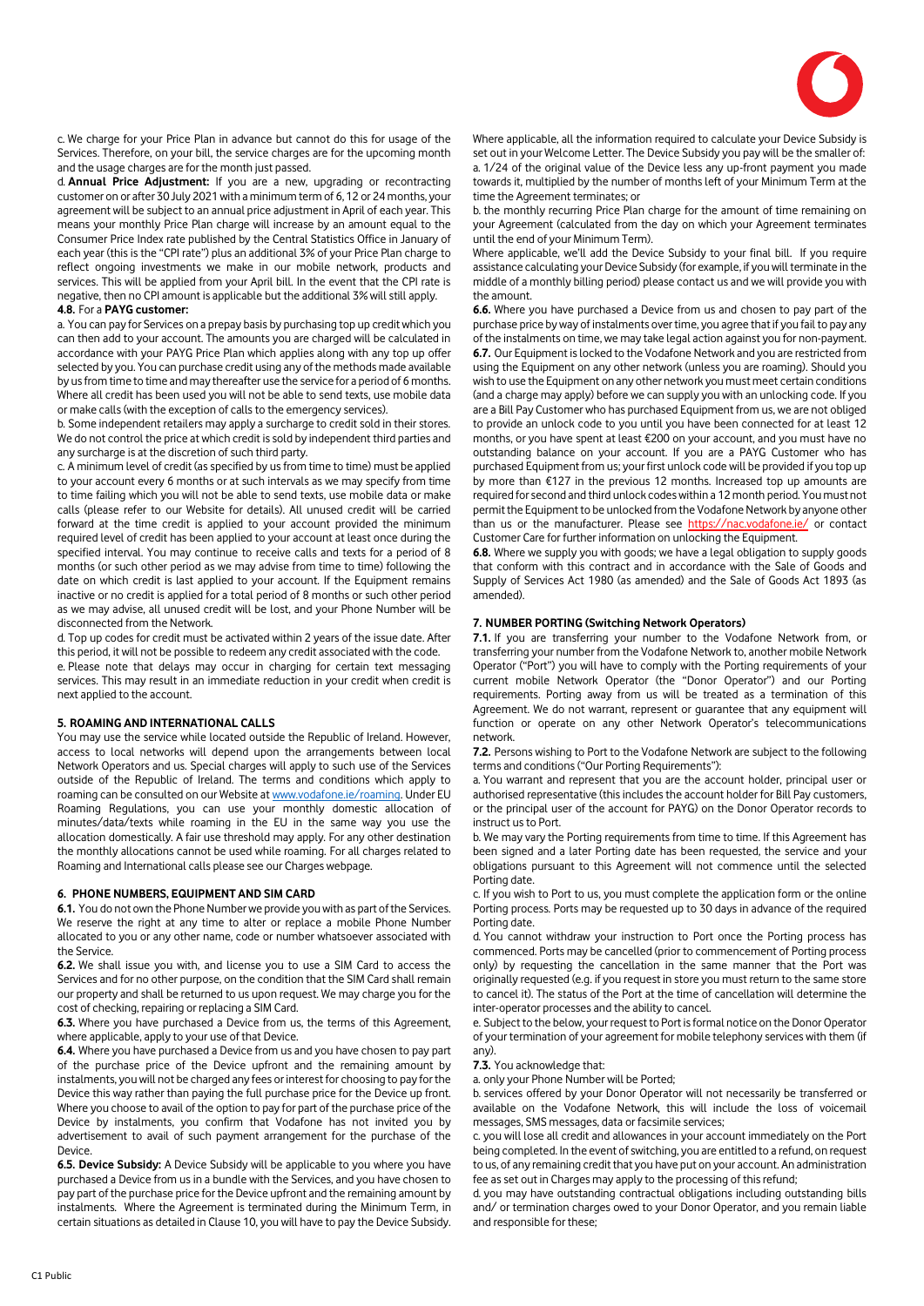c. We charge for your Price Plan in advance but cannot do this for usage of the Services. Therefore, on your bill, the service charges are for the upcoming month and the usage charges are for the month just passed.

d. **Annual Price Adjustment:** If you are a new, upgrading or recontracting customer on or after 30 July 2021 with a minimum term of 6, 12 or 24 months, your agreement will be subject to an annual price adjustment in April of each year. This means your monthly Price Plan charge will increase by an amount equal to the Consumer Price Index rate published by the Central Statistics Office in January of each year (this is the "CPI rate") plus an additional 3% of your Price Plan charge to reflect ongoing investments we make in our mobile network, products and services. This will be applied from your April bill. In the event that the CPI rate is negative, then no CPI amount is applicable but the additional 3% will still apply.

**4.8.** For a **PAYG customer:**

a. You can pay for Services on a prepay basis by purchasing top up credit which you can then add to your account. The amounts you are charged will be calculated in accordance with your PAYG Price Plan which applies along with any top up offer selected by you. You can purchase credit using any of the methods made available by us from time to time and may thereafter use the service for a period of 6 months. Where all credit has been used you will not be able to send texts, use mobile data or make calls (with the exception of calls to the emergency services).

b. Some independent retailers may apply a surcharge to credit sold in their stores. We do not control the price at which credit is sold by independent third parties and any surcharge is at the discretion of such third party.

c. A minimum level of credit (as specified by us from time to time) must be applied to your account every 6 months or at such intervals as we may specify from time to time failing which you will not be able to send texts, use mobile data or make calls (please refer to our Website for details). All unused credit will be carried forward at the time credit is applied to your account provided the minimum required level of credit has been applied to your account at least once during the specified interval. You may continue to receive calls and texts for a period of 8 months (or such other period as we may advise from time to time) following the date on which credit is last applied to your account. If the Equipment remains inactive or no credit is applied for a total period of 8 months or such other period as we may advise, all unused credit will be lost, and your Phone Number will be disconnected from the Network.

d. Top up codes for credit must be activated within 2 years of the issue date. After this period, it will not be possible to redeem any credit associated with the code.

e. Please note that delays may occur in charging for certain text messaging services. This may result in an immediate reduction in your credit when credit is next applied to the account.

## 5. ROAMING AND INTERNATIONAL CALLS

You may use the service while located outside the Republic of Ireland. However, access to local networks will depend upon the arrangements between local Network Operators and us. Special charges will apply to such use of the Services outside of the Republic of Ireland. The terms and conditions which apply to roaming can be consulted on our Website at www.vodafone.ie/roaming. Under EU Roaming Regulations, you can use your monthly domestic allocation of minutes/data/texts while roaming in the EU in the same way you use the allocation domestically. A fair use threshold may apply. For any other destination the monthly allocations cannot be used while roaming. For all charges related to Roaming and International calls please see our Charges webpage.

## 6. PHONE NUMBERS, EQUIPMENT AND SIM CARD

**6.1.** You do not own the Phone Number we provide you with as part of the Services. We reserve the right at any time to alter or replace a mobile Phone Number allocated to you or any other name, code or number whatsoever associated with the Service.

**6.2.** We shall issue you with, and license you to use a SIM Card to access the Services and for no other purpose, on the condition that the SIM Card shall remain our property and shall be returned to us upon request. We may charge you for the cost of checking, repairing or replacing a SIM Card.

**6.3.** Where you have purchased a Device from us, the terms of this Agreement, where applicable, apply to your use of that Device.

**6.4.** Where you have purchased a Device from us and you have chosen to pay part of the purchase price of the Device upfront and the remaining amount by instalments, you will not be charged any fees or interest for choosing to pay for the Device this way rather than paying the full purchase price for the Device up front. Where you choose to avail of the option to pay for part of the purchase price of the Device by instalments, you confirm that Vodafone has not invited you by advertisement to avail of such payment arrangement for the purchase of the Device.

**6.5. Device Subsidy:** A Device Subsidy will be applicable to you where you have purchased a Device from us in a bundle with the Services, and you have chosen to pay part of the purchase price for the Device upfront and the remaining amount by instalments. Where the Agreement is terminated during the Minimum Term, in certain situations as detailed in Clause 10, you will have to pay the Device Subsidy.

Where applicable, all the information required to calculate your Device Subsidy is set out in your Welcome Letter. The Device Subsidy you pay will be the smaller of:

a. 1/24 of the original value of the Device less any up-front payment you made towards it, multiplied by the number of months left of your Minimum Term at the time the Agreement terminates; or

b. the monthly recurring Price Plan charge for the amount of time remaining on your Agreement (calculated from the day on which your Agreement terminates until the end of your Minimum Term).

Where applicable, we'll add the Device Subsidy to your final bill. If you require assistance calculating your Device Subsidy (for example, if you will terminate in the middle of a monthly billing period) please contact us and we will provide you with the amount.

**6.6.** Where you have purchased a Device from us and chosen to pay part of the purchase price by way of instalments over time, you agree that if you fail to pay any of the instalments on time, we may take legal action against you for non-payment.

**6.7.** Our Equipment is locked to the Vodafone Network and you are restricted from using the Equipment on any other network (unless you are roaming). Should you wish to use the Equipment on any other network you must meet certain conditions (and a charge may apply) before we can supply you with an unlocking code. If you are a Bill Pay Customer who has purchased Equipment from us, we are not obliged to provide an unlock code to you until you have been connected for at least 12 months, or you have spent at least €200 on your account, and you must have no outstanding balance on your account. If you are a PAYG Customer who has purchased Equipment from us; your first unlock code will be provided if you top up by more than €127 in the previous 12 months. Increased top up amounts are required for second and third unlock codes within a 12 month period. You must not permit the Equipment to be unlocked from the Vodafone Network by anyone other than us or the manufacturer. Please see https://nac.vodafone.ie/ or contact Customer Care for further information on unlocking the Equipment.

**6.8.** Where we supply you with goods; we have a legal obligation to supply goods that conform with this contract and in accordance with the Sale of Goods and Supply of Services Act 1980 (as amended) and the Sale of Goods Act 1893 (as amended).

## 7. NUMBER PORTING (Switching Network Operators)

**7.1.** If you are transferring your number to the Vodafone Network from, or transferring your number from the Vodafone Network to, another mobile Network Operator ("Port") you will have to comply with the Porting requirements of your current mobile Network Operator (the "Donor Operator") and our Porting requirements. Porting away from us will be treated as a termination of this Agreement. We do not warrant, represent or guarantee that any equipment will function or operate on any other Network Operator's telecommunications network.

**7.2.** Persons wishing to Port to the Vodafone Network are subject to the following terms and conditions ("Our Porting Requirements"):

a. You warrant and represent that you are the account holder, principal user or authorised representative (this includes the account holder for Bill Pay customers, or the principal user of the account for PAYG) on the Donor Operator records to instruct us to Port.

b. We may vary the Porting requirements from time to time. If this Agreement has been signed and a later Porting date has been requested, the service and your obligations pursuant to this Agreement will not commence until the selected Porting date.

c. If you wish to Port to us, you must complete the application form or the online Porting process. Ports may be requested up to 30 days in advance of the required Porting date.

d. You cannot withdraw your instruction to Port once the Porting process has commenced. Ports may be cancelled (prior to commencement of Porting process only) by requesting the cancellation in the same manner that the Port was originally requested (e.g. if you request in store you must return to the same store to cancel it). The status of the Port at the time of cancellation will determine the inter-operator processes and the ability to cancel.

e. Subject to the below, your request to Port is formal notice on the Donor Operator of your termination of your agreement for mobile telephony services with them (if any).

**7.3.** You acknowledge that:

a. only your Phone Number will be Ported;

b. services offered by your Donor Operator will not necessarily be transferred or available on the Vodafone Network, this will include the loss of voicemail messages, SMS messages, data or facsimile services;

c. you will lose all credit and allowances in your account immediately on the Port being completed. In the event of switching, you are entitled to a refund, on request to us, of any remaining credit that you have put on your account. An administration fee as set out in Charges may apply to the processing of this refund;

d. you may have outstanding contractual obligations including outstanding bills and/ or termination charges owed to your Donor Operator, and you remain liable and responsible for these;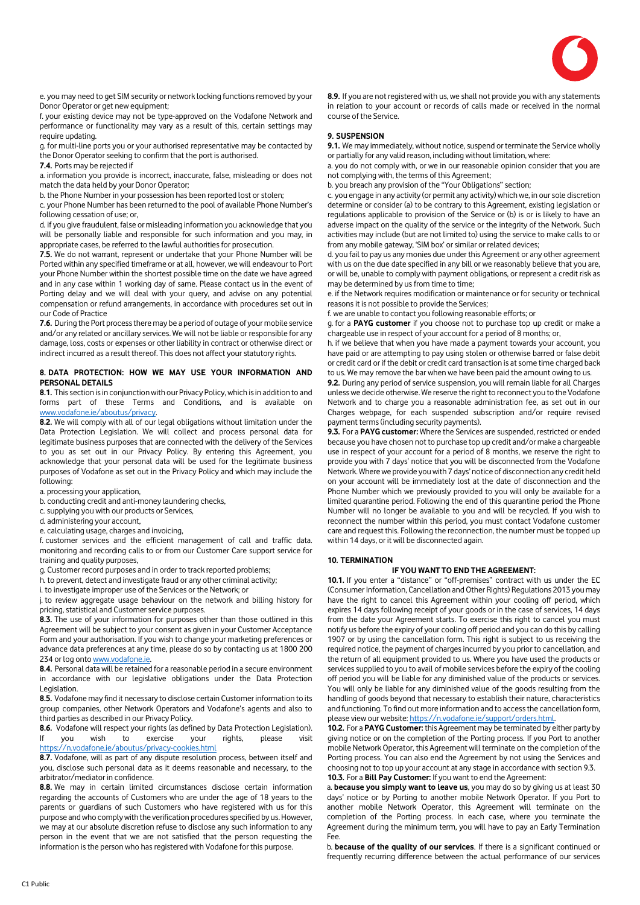e. you may need to get SIM security or network locking functions removed by your Donor Operator or get new equipment;

f. your existing device may not be type-approved on the Vodafone Network and performance or functionality may vary as a result of this, certain settings may require updating.

g. for multi-line ports you or your authorised representative may be contacted by the Donor Operator seeking to confirm that the port is authorised.

**7.4.** Ports may be rejected if

a. information you provide is incorrect, inaccurate, false, misleading or does not match the data held by your Donor Operator;

b. the Phone Number in your possession has been reported lost or stolen;

c. your Phone Number has been returned to the pool of available Phone Number's following cessation of use; or,

d. if you give fraudulent, false or misleading information you acknowledge that you will be personally liable and responsible for such information and you may, in appropriate cases, be referred to the lawful authorities for prosecution.

**7.5.** We do not warrant, represent or undertake that your Phone Number will be Ported within any specified timeframe or at all, however, we will endeavour to Port your Phone Number within the shortest possible time on the date we have agreed and in any case within 1 working day of same. Please contact us in the event of Porting delay and we will deal with your query, and advise on any potential compensation or refund arrangements, in accordance with procedures set out in our Code of Practice

**7.6.** During the Port process there may be a period of outage of your mobile service and/or any related or ancillary services. We will not be liable or responsible for any damage, loss, costs or expenses or other liability in contract or otherwise direct or indirect incurred as a result thereof. This does not affect your statutory rights.

## 8. DATA PROTECTION: HOW WE MAY USE YOUR INFORMATION AND PERSONAL DETAILS

**8.1.** This section is in conjunction with our Privacy Policy, which is in addition to and forms part of these Terms and Conditions, and is available on www.vodafone.ie/aboutus/privacy.

**8.2.** We will comply with all of our legal obligations without limitation under the Data Protection Legislation. We will collect and process personal data for legitimate business purposes that are connected with the delivery of the Services to you as set out in our Privacy Policy. By entering this Agreement, you acknowledge that your personal data will be used for the legitimate business purposes of Vodafone as set out in the Privacy Policy and which may include the following:

a. processing your application,

b. conducting credit and anti-money laundering checks,

c. supplying you with our products or Services,

d. administering your account,

e. calculating usage, charges and invoicing,

f. customer services and the efficient management of call and traffic data. monitoring and recording calls to or from our Customer Care support service for training and quality purposes,

g. Customer record purposes and in order to track reported problems;

h. to prevent, detect and investigate fraud or any other criminal activity;

i. to investigate improper use of the Services or the Network; or

j. to review aggregate usage behaviour on the network and billing history for pricing, statistical and Customer service purposes.

**8.3.** The use of your information for purposes other than those outlined in this Agreement will be subject to your consent as given in your Customer Acceptance Form and your authorisation. If you wish to change your marketing preferences or advance data preferences at any time, please do so by contacting us at 1800 200 234 or log onto www.vodafone.ie.

**8.4.** Personal data will be retained for a reasonable period in a secure environment in accordance with our legislative obligations under the Data Protection Legislation.

**8.5.** Vodafone may find it necessary to disclose certain Customer information to its group companies, other Network Operators and Vodafone's agents and also to third parties as described in our Privacy Policy.

**8.6.** Vodafone will respect your rights (as defined by Data Protection Legislation). If you wish to exercise your rights, please visit https://n.vodafone.ie/aboutus/privacy-cookies.html

**8.7.** Vodafone, will as part of any dispute resolution process, between itself and you, disclose such personal data as it deems reasonable and necessary, to the arbitrator/mediator in confidence.

**8.8.** We may in certain limited circumstances disclose certain information regarding the accounts of Customers who are under the age of 18 years to the parents or guardians of such Customers who have registered with us for this purpose and who comply with the verification procedures specified by us. However, we may at our absolute discretion refuse to disclose any such information to any person in the event that we are not satisfied that the person requesting the information is the person who has registered with Vodafone for this purpose.

**8.9.** If you are not registered with us, we shall not provide you with any statements in relation to your account or records of calls made or received in the normal course of the Service.

## 9. SUSPENSION

**9.1.** We may immediately, without notice, suspend or terminate the Service wholly or partially for any valid reason, including without limitation, where:

a. you do not comply with, or we in our reasonable opinion consider that you are not complying with, the terms of this Agreement;

b. you breach any provision of the "Your Obligations" section;

c. you engage in any activity (or permit any activity) which we, in our sole discretion determine or consider (a) to be contrary to this Agreement, existing legislation or regulations applicable to provision of the Service or (b) is or is likely to have an adverse impact on the quality of the service or the integrity of the Network. Such activities may include (but are not limited to) using the service to make calls to or from any mobile gateway, 'SIM box' or similar or related devices;

d. you fail to pay us any monies due under this Agreement or any other agreement with us on the due date specified in any bill or we reasonably believe that you are, or will be, unable to comply with payment obligations, or represent a credit risk as may be determined by us from time to time;

e. if the Network requires modification or maintenance or for security or technical reasons it is not possible to provide the Services;

f. we are unable to contact you following reasonable efforts; or

g. for a **PAYG customer** if you choose not to purchase top up credit or make a chargeable use in respect of your account for a period of 8 months; or,

h. if we believe that when you have made a payment towards your account, you have paid or are attempting to pay using stolen or otherwise barred or false debit or credit card or if the debit or credit card transaction is at some time charged back to us. We may remove the bar when we have been paid the amount owing to us.

**9.2.** During any period of service suspension, you will remain liable for all Charges unless we decide otherwise. We reserve the right to reconnect you to the Vodafone Network and to charge you a reasonable administration fee, as set out in our Charges webpage, for each suspended subscription and/or require revised payment terms (including security payments).

**9.3.** For a **PAYG customer:** Where the Services are suspended, restricted or ended because you have chosen not to purchase top up credit and/or make a chargeable use in respect of your account for a period of 8 months, we reserve the right to provide you with 7 days' notice that you will be disconnected from the Vodafone Network. Where we provide you with 7 days' notice of disconnection any credit held on your account will be immediately lost at the date of disconnection and the Phone Number which we previously provided to you will only be available for a limited quarantine period. Following the end of this quarantine period the Phone Number will no longer be available to you and will be recycled. If you wish to reconnect the number within this period, you must contact Vodafone customer care and request this. Following the reconnection, the number must be topped up within 14 days, or it will be disconnected again.

## 10. TERMINATION

### IF YOU WANT TO END THE AGREEMENT:

**10.1.** If you enter a "distance" or "off-premises" contract with us under the EC (Consumer Information, Cancellation and Other Rights) Regulations 2013 you may have the right to cancel this Agreement within your cooling off period, which expires 14 days following receipt of your goods or in the case of services, 14 days from the date your Agreement starts. To exercise this right to cancel you must notify us before the expiry of your cooling off period and you can do this by calling 1907 or by using the cancellation form. This right is subject to us receiving the required notice, the payment of charges incurred by you prior to cancellation, and the return of all equipment provided to us. Where you have used the products or services supplied to you to avail of mobile services before the expiry of the cooling off period you will be liable for any diminished value of the products or services. You will only be liable for any diminished value of the goods resulting from the handling of goods beyond that necessary to establish their nature, characteristics and functioning. To find out more information and to access the cancellation form, please view our website: https://n.vodafone.ie/support/orders.html.

**10.2.** For a **PAYG Customer:** this Agreement may be terminated by either party by giving notice or on the completion of the Porting process. If you Port to another mobile Network Operator, this Agreement will terminate on the completion of the Porting process. You can also end the Agreement by not using the Services and choosing not to top up your account at any stage in accordance with section 9.3.

**10.3.** For a **Bill Pay Customer:** If you want to end the Agreement:

a. **because you simply want to leave us**, you may do so by giving us at least 30 days' notice or by Porting to another mobile Network Operator. If you Port to another mobile Network Operator, this Agreement will terminate on the completion of the Porting process. In each case, where you terminate the Agreement during the minimum term, you will have to pay an Early Termination Fee.

b. **because of the quality of our services**. If there is a significant continued or frequently recurring difference between the actual performance of our services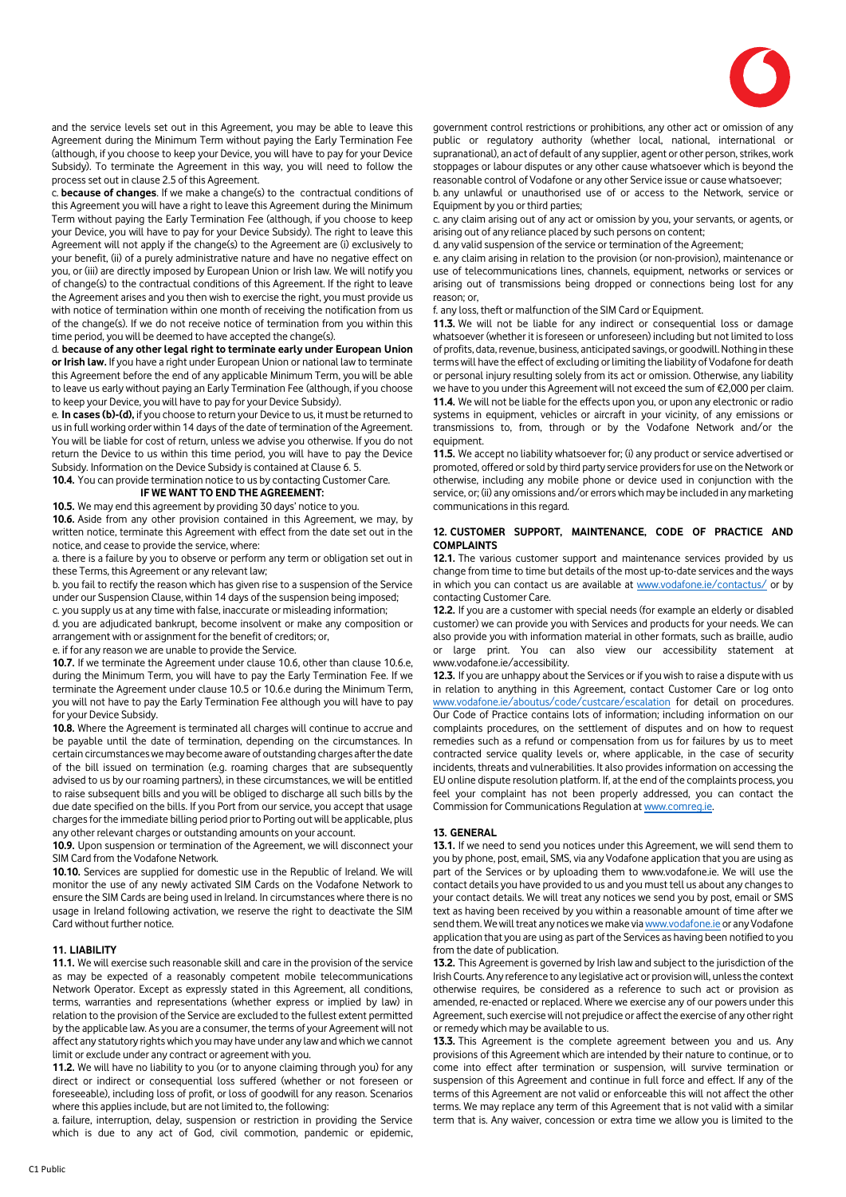and the service levels set out in this Agreement, you may be able to leave this Agreement during the Minimum Term without paying the Early Termination Fee (although, if you choose to keep your Device, you will have to pay for your Device Subsidy). To terminate the Agreement in this way, you will need to follow the process set out in clause 2.5 of this Agreement.

c. **because of changes**. If we make a change(s) to the contractual conditions of this Agreement you will have a right to leave this Agreement during the Minimum Term without paying the Early Termination Fee (although, if you choose to keep your Device, you will have to pay for your Device Subsidy). The right to leave this Agreement will not apply if the change(s) to the Agreement are (i) exclusively to your benefit, (ii) of a purely administrative nature and have no negative effect on you, or (iii) are directly imposed by European Union or Irish law. We will notify you of change(s) to the contractual conditions of this Agreement. If the right to leave the Agreement arises and you then wish to exercise the right, you must provide us with notice of termination within one month of receiving the notification from us of the change(s). If we do not receive notice of termination from you within this time period, you will be deemed to have accepted the change(s).

d. **because of any other legal right to terminate early under European Union or Irish law.** If you have a right under European Union or national law to terminate this Agreement before the end of any applicable Minimum Term, you will be able to leave us early without paying an Early Termination Fee (although, if you choose to keep your Device, you will have to pay for your Device Subsidy).

e. **In cases (b)-(d),** if you choose to return your Device to us, it must be returned to us in full working order within 14 days of the date of termination of the Agreement. You will be liable for cost of return, unless we advise you otherwise. If you do not return the Device to us within this time period, you will have to pay the Device Subsidy. Information on the Device Subsidy is contained at Clause 6. 5.

**10.4.** You can provide termination notice to us by contacting Customer Care.

**IF WE WANT TO END THE AGREEMENT:**

**10.5.** We may end this agreement by providing 30 days' notice to you.

**10.6.** Aside from any other provision contained in this Agreement, we may, by written notice, terminate this Agreement with effect from the date set out in the notice, and cease to provide the service, where:

a. there is a failure by you to observe or perform any term or obligation set out in these Terms, this Agreement or any relevant law;

b. you fail to rectify the reason which has given rise to a suspension of the Service under our Suspension Clause, within 14 days of the suspension being imposed;

c. you supply us at any time with false, inaccurate or misleading information;

d. you are adjudicated bankrupt, become insolvent or make any composition or arrangement with or assignment for the benefit of creditors; or,

e. if for any reason we are unable to provide the Service.

**10.7.** If we terminate the Agreement under clause 10.6, other than clause 10.6.e, during the Minimum Term, you will have to pay the Early Termination Fee. If we terminate the Agreement under clause 10.5 or 10.6.e during the Minimum Term, you will not have to pay the Early Termination Fee although you will have to pay for your Device Subsidy.

**10.8.** Where the Agreement is terminated all charges will continue to accrue and be payable until the date of termination, depending on the circumstances. In certain circumstances we may become aware of outstanding charges after the date of the bill issued on termination (e.g. roaming charges that are subsequently advised to us by our roaming partners), in these circumstances, we will be entitled to raise subsequent bills and you will be obliged to discharge all such bills by the due date specified on the bills. If you Port from our service, you accept that usage charges for the immediate billing period prior to Porting out will be applicable, plus any other relevant charges or outstanding amounts on your account.

**10.9.** Upon suspension or termination of the Agreement, we will disconnect your SIM Card from the Vodafone Network.

**10.10.** Services are supplied for domestic use in the Republic of Ireland. We will monitor the use of any newly activated SIM Cards on the Vodafone Network to ensure the SIM Cards are being used in Ireland. In circumstances where there is no usage in Ireland following activation, we reserve the right to deactivate the SIM Card without further notice.

## 11. LIABILITY

**11.1.** We will exercise such reasonable skill and care in the provision of the service as may be expected of a reasonably competent mobile telecommunications Network Operator. Except as expressly stated in this Agreement, all conditions, terms, warranties and representations (whether express or implied by law) in relation to the provision of the Service are excluded to the fullest extent permitted by the applicable law. As you are a consumer, the terms of your Agreement will not affect any statutory rights which you may have under any law and which we cannot limit or exclude under any contract or agreement with you.

**11.2.** We will have no liability to you (or to anyone claiming through you) for any direct or indirect or consequential loss suffered (whether or not foreseen or foreseeable), including loss of profit, or loss of goodwill for any reason. Scenarios where this applies include, but are not limited to, the following:

a. failure, interruption, delay, suspension or restriction in providing the Service which is due to any act of God, civil commotion, pandemic or epidemic, government control restrictions or prohibitions, any other act or omission of any public or regulatory authority (whether local, national, international or supranational), an act of default of any supplier, agent or other person, strikes, work stoppages or labour disputes or any other cause whatsoever which is beyond the reasonable control of Vodafone or any other Service issue or cause whatsoever;

b. any unlawful or unauthorised use of or access to the Network, service or Equipment by you or third parties;

c. any claim arising out of any act or omission by you, your servants, or agents, or arising out of any reliance placed by such persons on content;

d. any valid suspension of the service or termination of the Agreement;

e. any claim arising in relation to the provision (or non-provision), maintenance or use of telecommunications lines, channels, equipment, networks or services or arising out of transmissions being dropped or connections being lost for any reason; or,

f. any loss, theft or malfunction of the SIM Card or Equipment.

**11.3.** We will not be liable for any indirect or consequential loss or damage whatsoever (whether it is foreseen or unforeseen) including but not limited to loss of profits, data, revenue, business, anticipated savings, or goodwill. Nothing in these terms will have the effect of excluding or limiting the liability of Vodafone for death or personal injury resulting solely from its act or omission. Otherwise, any liability we have to you under this Agreement will not exceed the sum of €2,000 per claim.

**11.4.** We will not be liable for the effects upon you, or upon any electronic or radio systems in equipment, vehicles or aircraft in your vicinity, of any emissions or transmissions to, from, through or by the Vodafone Network and/or the equipment.

**11.5.** We accept no liability whatsoever for; (i) any product or service advertised or promoted, offered or sold by third party service providers for use on the Network or otherwise, including any mobile phone or device used in conjunction with the service, or; (ii) any omissions and/or errors which may be included in any marketing communications in this regard.

## 12. CUSTOMER SUPPORT, MAINTENANCE, CODE OF PRACTICE AND COMPLAINTS

**12.1.** The various customer support and maintenance services provided by us change from time to time but details of the most up-to-date services and the ways in which you can contact us are available at www.vodafone.ie/contactus/ or by contacting Customer Care.

**12.2.** If you are a customer with special needs (for example an elderly or disabled customer) we can provide you with Services and products for your needs. We can also provide you with information material in other formats, such as braille, audio or large print. You can also view our accessibility statement at www.vodafone.ie/accessibility.

**12.3.** If you are unhappy about the Services or if you wish to raise a dispute with us in relation to anything in this Agreement, contact Customer Care or log onto www.vodafone.ie/aboutus/code/custcare/escalation for detail on procedures. Our Code of Practice contains lots of information; including information on our complaints procedures, on the settlement of disputes and on how to request remedies such as a refund or compensation from us for failures by us to meet contracted service quality levels or, where applicable, in the case of security incidents, threats and vulnerabilities. It also provides information on accessing the EU online dispute resolution platform. If, at the end of the complaints process, you feel your complaint has not been properly addressed, you can contact the Commission for Communications Regulation at www.comreg.ie.

## 13. GENERAL

**13.1.** If we need to send you notices under this Agreement, we will send them to you by phone, post, email, SMS, via any Vodafone application that you are using as part of the Services or by uploading them to www.vodafone.ie. We will use the contact details you have provided to us and you must tell us about any changes to your contact details. We will treat any notices we send you by post, email or SMS text as having been received by you within a reasonable amount of time after we send them. We will treat any notices we make via www.vodafone.ie or any Vodafone application that you are using as part of the Services as having been notified to you from the date of publication.

**13.2.** This Agreement is governed by Irish law and subject to the jurisdiction of the Irish Courts. Any reference to any legislative act or provision will, unless the context otherwise requires, be considered as a reference to such act or provision as amended, re-enacted or replaced. Where we exercise any of our powers under this Agreement, such exercise will not prejudice or affect the exercise of any other right or remedy which may be available to us.

**13.3.** This Agreement is the complete agreement between you and us. Any provisions of this Agreement which are intended by their nature to continue, or to come into effect after termination or suspension, will survive termination or suspension of this Agreement and continue in full force and effect. If any of the terms of this Agreement are not valid or enforceable this will not affect the other terms. We may replace any term of this Agreement that is not valid with a similar term that is. Any waiver, concession or extra time we allow you is limited to the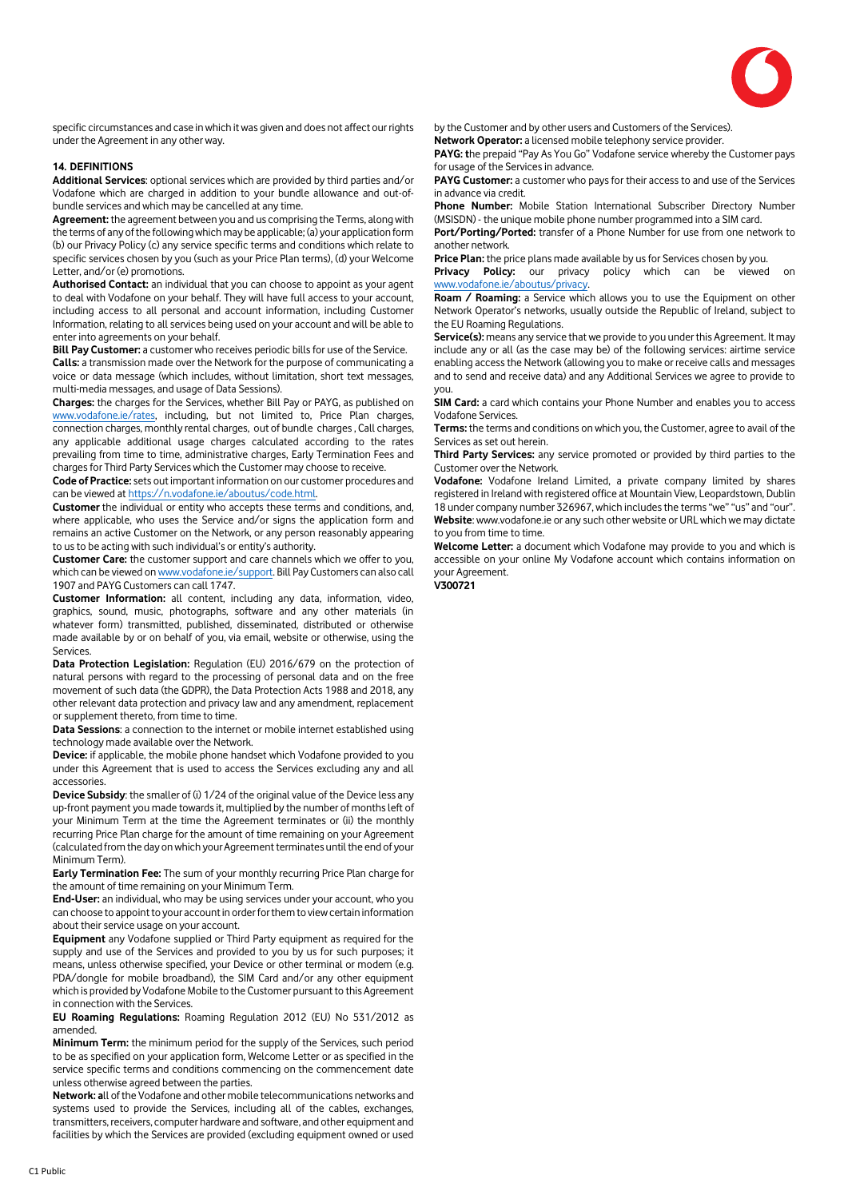specific circumstances and case in which it was given and does not affect our rights under the Agreement in any other way.

### 14. DEFINITIONS

**Additional Services**: optional services which are provided by third parties and/or Vodafone which are charged in addition to your bundle allowance and out-of-bundle services and which may be cancelled at any time.

**Agreement:** the agreement between you and us comprising the Terms, along with the terms of any of the following which may be applicable; (a) your application form (b) our Privacy Policy (c) any service specific terms and conditions which relate to specific services chosen by you (such as your Price Plan terms), (d) your Welcome Letter, and/or (e) promotions.

**Authorised Contact:** an individual that you can choose to appoint as your agent to deal with Vodafone on your behalf. They will have full access to your account, including access to all personal and account information, including Customer Information, relating to all services being used on your account and will be able to enter into agreements on your behalf.

**Bill Pay Customer:** a customer who receives periodic bills for use of the Service.

**Calls:** a transmission made over the Network for the purpose of communicating a voice or data message (which includes, without limitation, short text messages, multi-media messages, and usage of Data Sessions).

**Charges:** the charges for the Services, whether Bill Pay or PAYG, as published on www.vodafone.ie/rates, including, but not limited to, Price Plan charges, connection charges, monthly rental charges, out of bundle charges , Call charges, any applicable additional usage charges calculated according to the rates prevailing from time to time, administrative charges, Early Termination Fees and charges for Third Party Services which the Customer may choose to receive.

**Code of Practice:** sets out important information on our customer procedures and can be viewed at https://n.vodafone.ie/aboutus/code.html.

**Customer** the individual or entity who accepts these terms and conditions, and, where applicable, who uses the Service and/or signs the application form and remains an active Customer on the Network, or any person reasonably appearing to us to be acting with such individual's or entity's authority.

**Customer Care:** the customer support and care channels which we offer to you, which can be viewed on www.vodafone.ie/support. Bill Pay Customers can also call 1907 and PAYG Customers can call 1747.

**Customer Information:** all content, including any data, information, video, graphics, sound, music, photographs, software and any other materials (in whatever form) transmitted, published, disseminated, distributed or otherwise made available by or on behalf of you, via email, website or otherwise, using the Services.

**Data Protection Legislation:** Regulation (EU) 2016/679 on the protection of natural persons with regard to the processing of personal data and on the free movement of such data (the GDPR), the Data Protection Acts 1988 and 2018, any other relevant data protection and privacy law and any amendment, replacement or supplement thereto, from time to time.

**Data Sessions**: a connection to the internet or mobile internet established using technology made available over the Network.

**Device:** if applicable, the mobile phone handset which Vodafone provided to you under this Agreement that is used to access the Services excluding any and all accessories.

**Device Subsidy**: the smaller of (i) 1/24 of the original value of the Device less any up-front payment you made towards it, multiplied by the number of months left of your Minimum Term at the time the Agreement terminates or (ii) the monthly recurring Price Plan charge for the amount of time remaining on your Agreement (calculated from the day on which your Agreement terminates until the end of your Minimum Term).

**Early Termination Fee:** The sum of your monthly recurring Price Plan charge for the amount of time remaining on your Minimum Term.

**End-User:** an individual, who may be using services under your account, who you can choose to appoint to your account in order for them to view certain information about their service usage on your account.

**Equipment** any Vodafone supplied or Third Party equipment as required for the supply and use of the Services and provided to you by us for such purposes; it means, unless otherwise specified, your Device or other terminal or modem (e.g. PDA/dongle for mobile broadband), the SIM Card and/or any other equipment which is provided by Vodafone Mobile to the Customer pursuant to this Agreement in connection with the Services.

**EU Roaming Regulations:** Roaming Regulation 2012 (EU) No 531/2012 as amended.

**Minimum Term:** the minimum period for the supply of the Services, such period to be as specified on your application form, Welcome Letter or as specified in the service specific terms and conditions commencing on the commencement date unless otherwise agreed between the parties.

**Network:** **a**ll of the Vodafone and other mobile telecommunications networks and systems used to provide the Services, including all of the cables, exchanges, transmitters, receivers, computer hardware and software, and other equipment and facilities by which the Services are provided (excluding equipment owned or used by the Customer and by other users and Customers of the Services).

**Network Operator:** a licensed mobile telephony service provider.

**PAYG:** **t**he prepaid "Pay As You Go" Vodafone service whereby the Customer pays for usage of the Services in advance.

**PAYG Customer:** a customer who pays for their access to and use of the Services in advance via credit.

**Phone Number:** Mobile Station International Subscriber Directory Number (MSISDN) - the unique mobile phone number programmed into a SIM card.

**Port/Porting/Ported:** transfer of a Phone Number for use from one network to another network.

**Price Plan:** the price plans made available by us for Services chosen by you.

**Privacy Policy:** our privacy policy which can be viewed on www.vodafone.ie/aboutus/privacy.

**Roam / Roaming:** a Service which allows you to use the Equipment on other Network Operator's networks, usually outside the Republic of Ireland, subject to the EU Roaming Regulations.

**Service(s):** means any service that we provide to you under this Agreement. It may include any or all (as the case may be) of the following services: airtime service enabling access the Network (allowing you to make or receive calls and messages and to send and receive data) and any Additional Services we agree to provide to you.

**SIM Card:** a card which contains your Phone Number and enables you to access Vodafone Services.

**Terms:** the terms and conditions on which you, the Customer, agree to avail of the Services as set out herein.

**Third Party Services:** any service promoted or provided by third parties to the Customer over the Network.

**Vodafone:** Vodafone Ireland Limited, a private company limited by shares registered in Ireland with registered office at Mountain View, Leopardstown, Dublin 18 under company number 326967, which includes the terms "we" "us" and "our".

**Website**: www.vodafone.ie or any such other website or URL which we may dictate to you from time to time.

**Welcome Letter:** a document which Vodafone may provide to you and which is accessible on your online My Vodafone account which contains information on your Agreement.

**V300721**